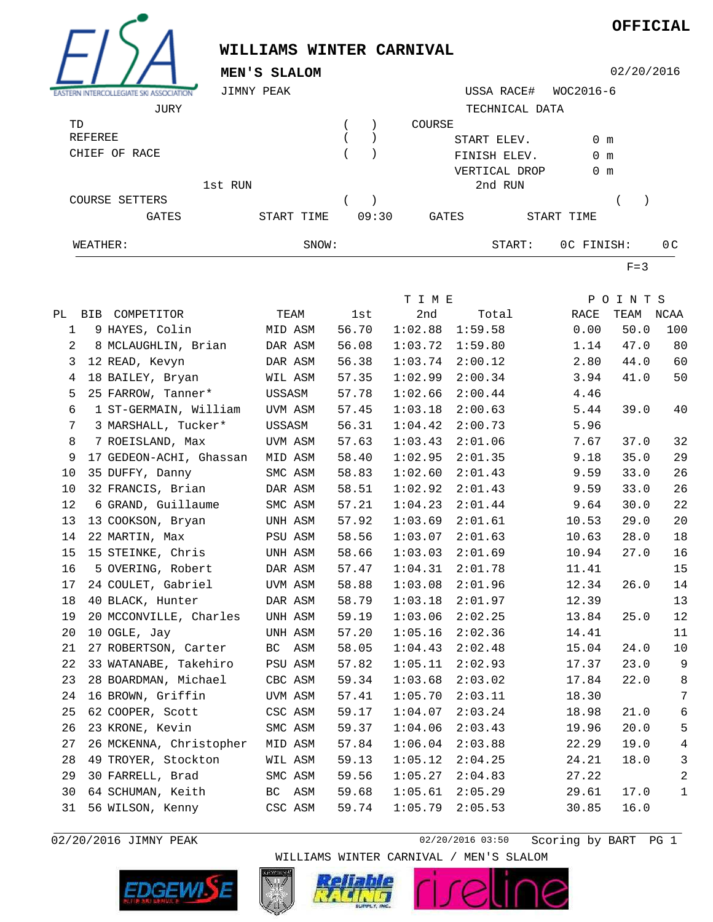OFFICIAL

# WILLIAMS WINTER CARNIVAL

## MEN'S SLALOM

02/20/2016

JIMNY PEAK

USSA RACE# WOC2016-6

JURY

TD ( )

REFEREE ( )

CHIEF OF RACE ( )

TECHNICAL DATA

COURSE

START ELEV. 0 m

FINISH ELEV. 0 m

VERTICAL DROP 0 m

1st RUN

COURSE SETTERS ( )

GATES START TIME 09:30

2nd RUN

( )

GATES START TIME

WEATHER: SNOW: START: 0C FINISH: 0C

F=3

| PL | BIB | COMPETITOR | TEAM | TIME 1st | 2nd | Total | POINTS RACE | TEAM | NCAA |
|---|---|---|---|---|---|---|---|---|---|
| 1 | 9 | HAYES, Colin | MID ASM | 56.70 | 1:02.88 | 1:59.58 | 0.00 | 50.0 | 100 |
| 2 | 8 | MCLAUGHLIN, Brian | DAR ASM | 56.08 | 1:03.72 | 1:59.80 | 1.14 | 47.0 | 80 |
| 3 | 12 | READ, Kevyn | DAR ASM | 56.38 | 1:03.74 | 2:00.12 | 2.80 | 44.0 | 60 |
| 4 | 18 | BAILEY, Bryan | WIL ASM | 57.35 | 1:02.99 | 2:00.34 | 3.94 | 41.0 | 50 |
| 5 | 25 | FARROW, Tanner* | USSASM | 57.78 | 1:02.66 | 2:00.44 | 4.46 | | |
| 6 | 1 | ST-GERMAIN, William | UVM ASM | 57.45 | 1:03.18 | 2:00.63 | 5.44 | 39.0 | 40 |
| 7 | 3 | MARSHALL, Tucker* | USSASM | 56.31 | 1:04.42 | 2:00.73 | 5.96 | | |
| 8 | 7 | ROEISLAND, Max | UVM ASM | 57.63 | 1:03.43 | 2:01.06 | 7.67 | 37.0 | 32 |
| 9 | 17 | GEDEON-ACHI, Ghassan | MID ASM | 58.40 | 1:02.95 | 2:01.35 | 9.18 | 35.0 | 29 |
| 10 | 35 | DUFFY, Danny | SMC ASM | 58.83 | 1:02.60 | 2:01.43 | 9.59 | 33.0 | 26 |
| 10 | 32 | FRANCIS, Brian | DAR ASM | 58.51 | 1:02.92 | 2:01.43 | 9.59 | 33.0 | 26 |
| 12 | 6 | GRAND, Guillaume | SMC ASM | 57.21 | 1:04.23 | 2:01.44 | 9.64 | 30.0 | 22 |
| 13 | 13 | COOKSON, Bryan | UNH ASM | 57.92 | 1:03.69 | 2:01.61 | 10.53 | 29.0 | 20 |
| 14 | 22 | MARTIN, Max | PSU ASM | 58.56 | 1:03.07 | 2:01.63 | 10.63 | 28.0 | 18 |
| 15 | 15 | STEINKE, Chris | UNH ASM | 58.66 | 1:03.03 | 2:01.69 | 10.94 | 27.0 | 16 |
| 16 | 5 | OVERING, Robert | DAR ASM | 57.47 | 1:04.31 | 2:01.78 | 11.41 | | 15 |
| 17 | 24 | COULET, Gabriel | UVM ASM | 58.88 | 1:03.08 | 2:01.96 | 12.34 | 26.0 | 14 |
| 18 | 40 | BLACK, Hunter | DAR ASM | 58.79 | 1:03.18 | 2:01.97 | 12.39 | | 13 |
| 19 | 20 | MCCONVILLE, Charles | UNH ASM | 59.19 | 1:03.06 | 2:02.25 | 13.84 | 25.0 | 12 |
| 20 | 10 | OGLE, Jay | UNH ASM | 57.20 | 1:05.16 | 2:02.36 | 14.41 | | 11 |
| 21 | 27 | ROBERTSON, Carter | BC ASM | 58.05 | 1:04.43 | 2:02.48 | 15.04 | 24.0 | 10 |
| 22 | 33 | WATANABE, Takehiro | PSU ASM | 57.82 | 1:05.11 | 2:02.93 | 17.37 | 23.0 | 9 |
| 23 | 28 | BOARDMAN, Michael | CBC ASM | 59.34 | 1:03.68 | 2:03.02 | 17.84 | 22.0 | 8 |
| 24 | 16 | BROWN, Griffin | UVM ASM | 57.41 | 1:05.70 | 2:03.11 | 18.30 | | 7 |
| 25 | 62 | COOPER, Scott | CSC ASM | 59.17 | 1:04.07 | 2:03.24 | 18.98 | 21.0 | 6 |
| 26 | 23 | KRONE, Kevin | SMC ASM | 59.37 | 1:04.06 | 2:03.43 | 19.96 | 20.0 | 5 |
| 27 | 26 | MCKENNA, Christopher | MID ASM | 57.84 | 1:06.04 | 2:03.88 | 22.29 | 19.0 | 4 |
| 28 | 49 | TROYER, Stockton | WIL ASM | 59.13 | 1:05.12 | 2:04.25 | 24.21 | 18.0 | 3 |
| 29 | 30 | FARRELL, Brad | SMC ASM | 59.56 | 1:05.27 | 2:04.83 | 27.22 | | 2 |
| 30 | 64 | SCHUMAN, Keith | BC ASM | 59.68 | 1:05.61 | 2:05.29 | 29.61 | 17.0 | 1 |
| 31 | 56 | WILSON, Kenny | CSC ASM | 59.74 | 1:05.79 | 2:05.53 | 30.85 | 16.0 | |

02/20/2016 JIMNY PEAK 02/20/2016 03:50 Scoring by BART

WILLIAMS WINTER CARNIVAL / MEN'S SLALOM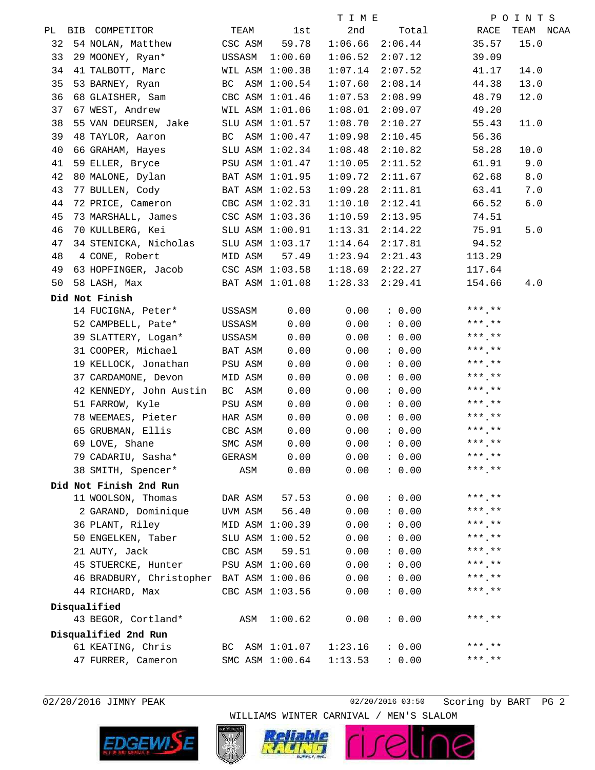| PL | BIB | COMPETITOR | TEAM | TIME 1st | 2nd | Total | POINTS RACE | TEAM | NCAA |
|---|---|---|---|---|---|---|---|---|---|
| 32 | 54 | NOLAN, Matthew | CSC ASM | 59.78 | 1:06.66 | 2:06.44 | 35.57 | 15.0 | |
| 33 | 29 | MOONEY, Ryan* | USSASM | 1:00.60 | 1:06.52 | 2:07.12 | 39.09 | | |
| 34 | 41 | TALBOTT, Marc | WIL ASM | 1:00.38 | 1:07.14 | 2:07.52 | 41.17 | 14.0 | |
| 35 | 53 | BARNEY, Ryan | BC ASM | 1:00.54 | 1:07.60 | 2:08.14 | 44.38 | 13.0 | |
| 36 | 68 | GLAISHER, Sam | CBC ASM | 1:01.46 | 1:07.53 | 2:08.99 | 48.79 | 12.0 | |
| 37 | 67 | WEST, Andrew | WIL ASM | 1:01.06 | 1:08.01 | 2:09.07 | 49.20 | | |
| 38 | 55 | VAN DEURSEN, Jake | SLU ASM | 1:01.57 | 1:08.70 | 2:10.27 | 55.43 | 11.0 | |
| 39 | 48 | TAYLOR, Aaron | BC ASM | 1:00.47 | 1:09.98 | 2:10.45 | 56.36 | | |
| 40 | 66 | GRAHAM, Hayes | SLU ASM | 1:02.34 | 1:08.48 | 2:10.82 | 58.28 | 10.0 | |
| 41 | 59 | ELLER, Bryce | PSU ASM | 1:01.47 | 1:10.05 | 2:11.52 | 61.91 | 9.0 | |
| 42 | 80 | MALONE, Dylan | BAT ASM | 1:01.95 | 1:09.72 | 2:11.67 | 62.68 | 8.0 | |
| 43 | 77 | BULLEN, Cody | BAT ASM | 1:02.53 | 1:09.28 | 2:11.81 | 63.41 | 7.0 | |
| 44 | 72 | PRICE, Cameron | CBC ASM | 1:02.31 | 1:10.10 | 2:12.41 | 66.52 | 6.0 | |
| 45 | 73 | MARSHALL, James | CSC ASM | 1:03.36 | 1:10.59 | 2:13.95 | 74.51 | | |
| 46 | 70 | KULLBERG, Kei | SLU ASM | 1:00.91 | 1:13.31 | 2:14.22 | 75.91 | 5.0 | |
| 47 | 34 | STENICKA, Nicholas | SLU ASM | 1:03.17 | 1:14.64 | 2:17.81 | 94.52 | | |
| 48 | 4 | CONE, Robert | MID ASM | 57.49 | 1:23.94 | 2:21.43 | 113.29 | | |
| 49 | 63 | HOPFINGER, Jacob | CSC ASM | 1:03.58 | 1:18.69 | 2:22.27 | 117.64 | | |
| 50 | 58 | LASH, Max | BAT ASM | 1:01.08 | 1:28.33 | 2:29.41 | 154.66 | 4.0 | |
| **Did Not Finish** | | | | | | | | | |
| | 14 | FUCIGNA, Peter* | USSASM | 0.00 | 0.00 | : 0.00 | ***.** | | |
| | 52 | CAMPBELL, Pate* | USSASM | 0.00 | 0.00 | : 0.00 | ***.** | | |
| | 39 | SLATTERY, Logan* | USSASM | 0.00 | 0.00 | : 0.00 | ***.** | | |
| | 31 | COOPER, Michael | BAT ASM | 0.00 | 0.00 | : 0.00 | ***.** | | |
| | 19 | KELLOCK, Jonathan | PSU ASM | 0.00 | 0.00 | : 0.00 | ***.** | | |
| | 37 | CARDAMONE, Devon | MID ASM | 0.00 | 0.00 | : 0.00 | ***.** | | |
| | 42 | KENNEDY, John Austin | BC ASM | 0.00 | 0.00 | : 0.00 | ***.** | | |
| | 51 | FARROW, Kyle | PSU ASM | 0.00 | 0.00 | : 0.00 | ***.** | | |
| | 78 | WEEMAES, Pieter | HAR ASM | 0.00 | 0.00 | : 0.00 | ***.** | | |
| | 65 | GRUBMAN, Ellis | CBC ASM | 0.00 | 0.00 | : 0.00 | ***.** | | |
| | 69 | LOVE, Shane | SMC ASM | 0.00 | 0.00 | : 0.00 | ***.** | | |
| | 79 | CADARIU, Sasha* | GERASM | 0.00 | 0.00 | : 0.00 | ***.** | | |
| | 38 | SMITH, Spencer* | ASM | 0.00 | 0.00 | : 0.00 | ***.** | | |
| **Did Not Finish 2nd Run** | | | | | | | | | |
| | 11 | WOOLSON, Thomas | DAR ASM | 57.53 | 0.00 | : 0.00 | ***.** | | |
| | 2 | GARAND, Dominique | UVM ASM | 56.40 | 0.00 | : 0.00 | ***.** | | |
| | 36 | PLANT, Riley | MID ASM | 1:00.39 | 0.00 | : 0.00 | ***.** | | |
| | 50 | ENGELKEN, Taber | SLU ASM | 1:00.52 | 0.00 | : 0.00 | ***.** | | |
| | 21 | AUTY, Jack | CBC ASM | 59.51 | 0.00 | : 0.00 | ***.** | | |
| | 45 | STUERCKE, Hunter | PSU ASM | 1:00.60 | 0.00 | : 0.00 | ***.** | | |
| | 46 | BRADBURY, Christopher | BAT ASM | 1:00.06 | 0.00 | : 0.00 | ***.** | | |
| | 44 | RICHARD, Max | CBC ASM | 1:03.56 | 0.00 | : 0.00 | ***.** | | |
| **Disqualified** | | | | | | | | | |
| | 43 | BEGOR, Cortland* | ASM | 1:00.62 | 0.00 | : 0.00 | ***.** | | |
| **Disqualified 2nd Run** | | | | | | | | | |
| | 61 | KEATING, Chris | BC ASM | 1:01.07 | 1:23.16 | : 0.00 | ***.** | | |
| | 47 | FURRER, Cameron | SMC ASM | 1:00.64 | 1:13.53 | : 0.00 | ***.** | | |

02/20/2016 JIMNY PEAK 02/20/2016 03:50 Scoring by BART

WILLIAMS WINTER CARNIVAL / MEN'S SLALOM